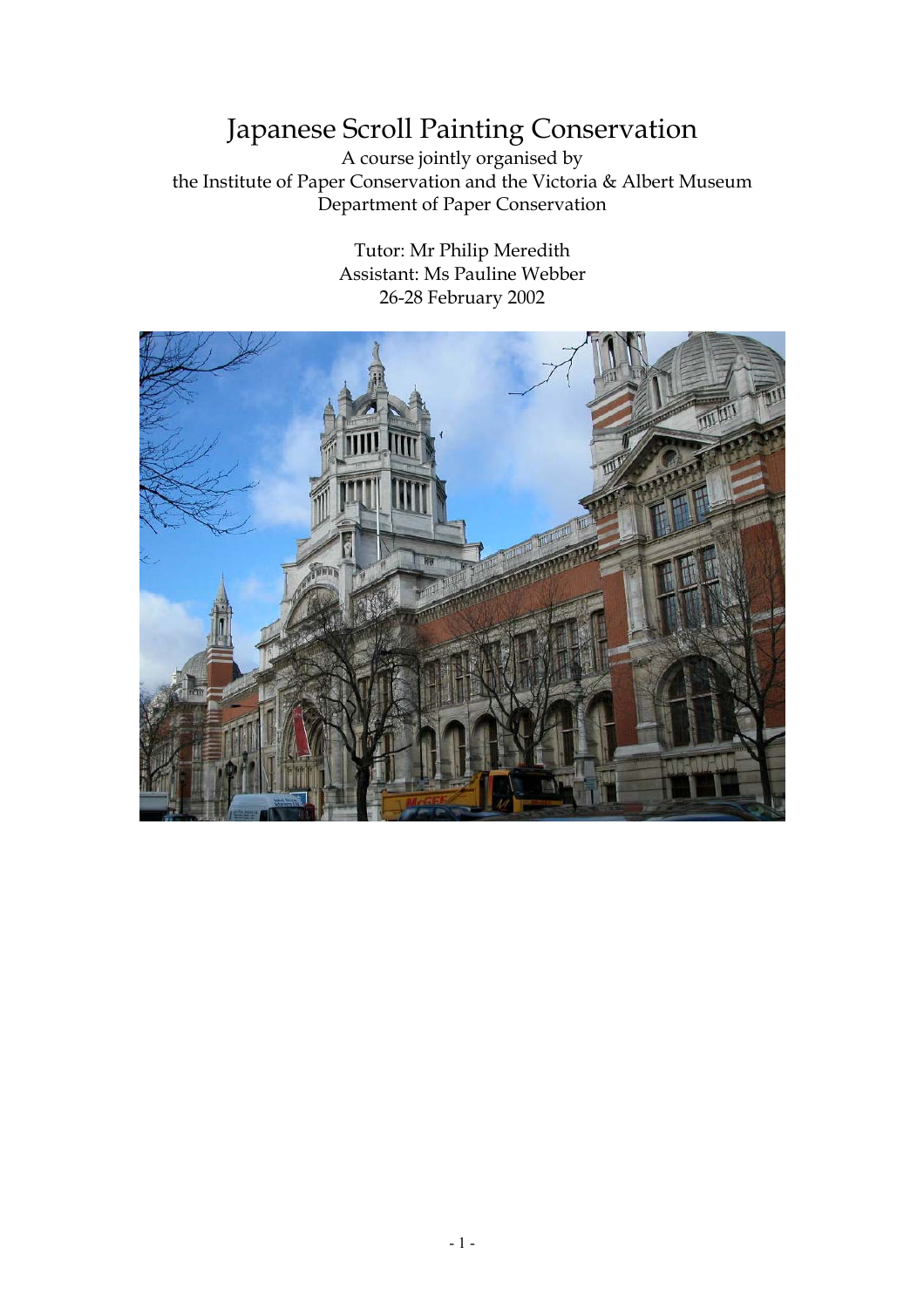# Japanese Scroll Painting Conservation

A course jointly organised by
the Institute of Paper Conservation and the Victoria & Albert Museum
Department of Paper Conservation

Tutor: Mr Philip Meredith
Assistant: Ms Pauline Webber
26-28 February 2002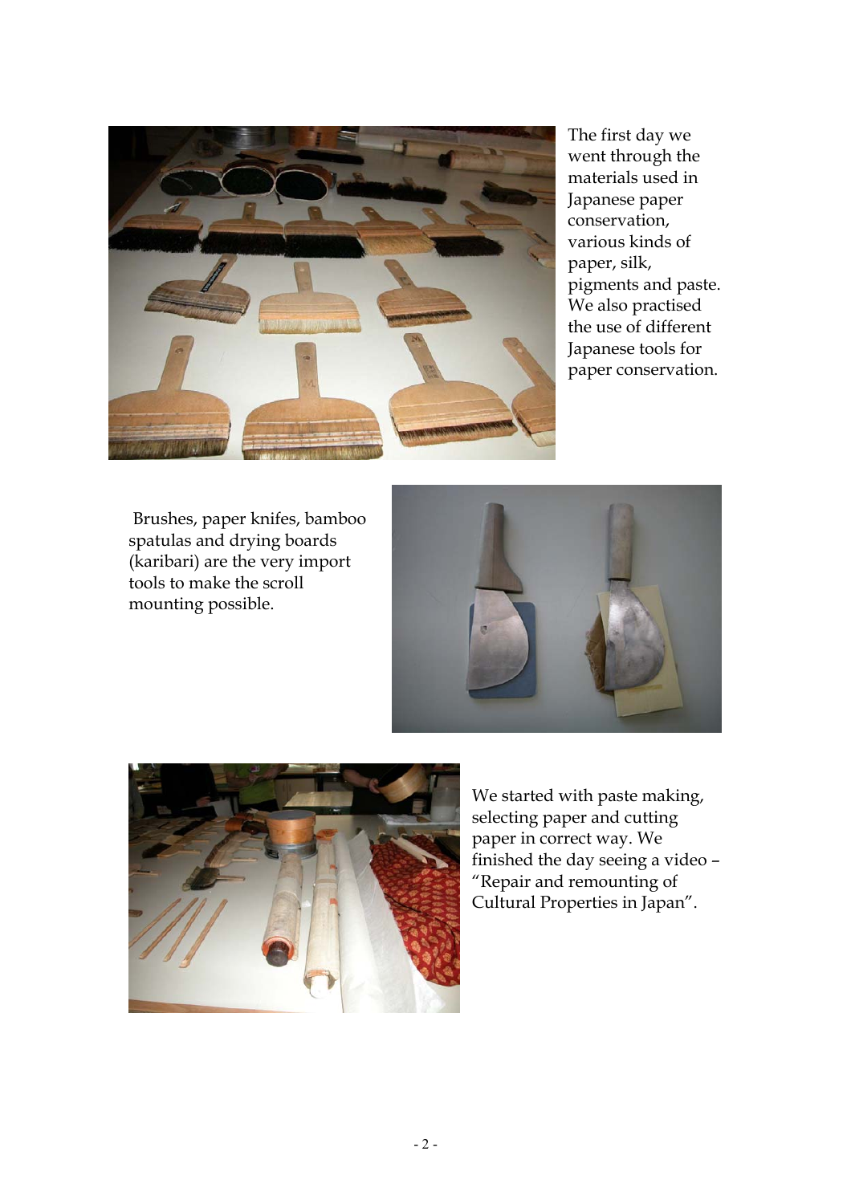The first day we went through the materials used in Japanese paper conservation, various kinds of paper, silk, pigments and paste. We also practised the use of different Japanese tools for paper conservation.

Brushes, paper knifes, bamboo spatulas and drying boards (karibari) are the very import tools to make the scroll mounting possible.

We started with paste making, selecting paper and cutting paper in correct way. We finished the day seeing a video – "Repair and remounting of Cultural Properties in Japan".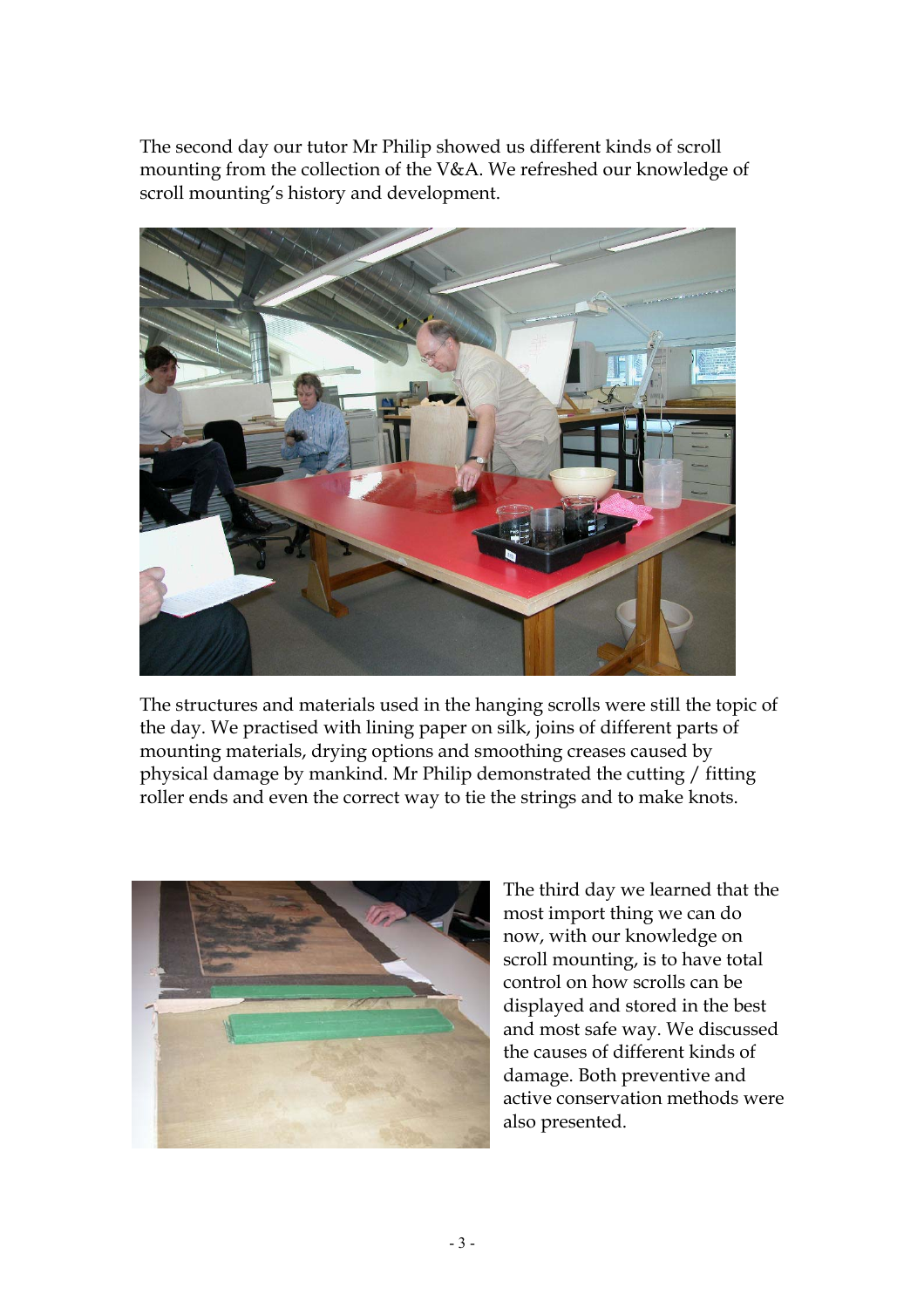The second day our tutor Mr Philip showed us different kinds of scroll mounting from the collection of the V&A. We refreshed our knowledge of scroll mounting's history and development.

The structures and materials used in the hanging scrolls were still the topic of the day. We practised with lining paper on silk, joins of different parts of mounting materials, drying options and smoothing creases caused by physical damage by mankind. Mr Philip demonstrated the cutting / fitting roller ends and even the correct way to tie the strings and to make knots.

The third day we learned that the most import thing we can do now, with our knowledge on scroll mounting, is to have total control on how scrolls can be displayed and stored in the best and most safe way. We discussed the causes of different kinds of damage. Both preventive and active conservation methods were also presented.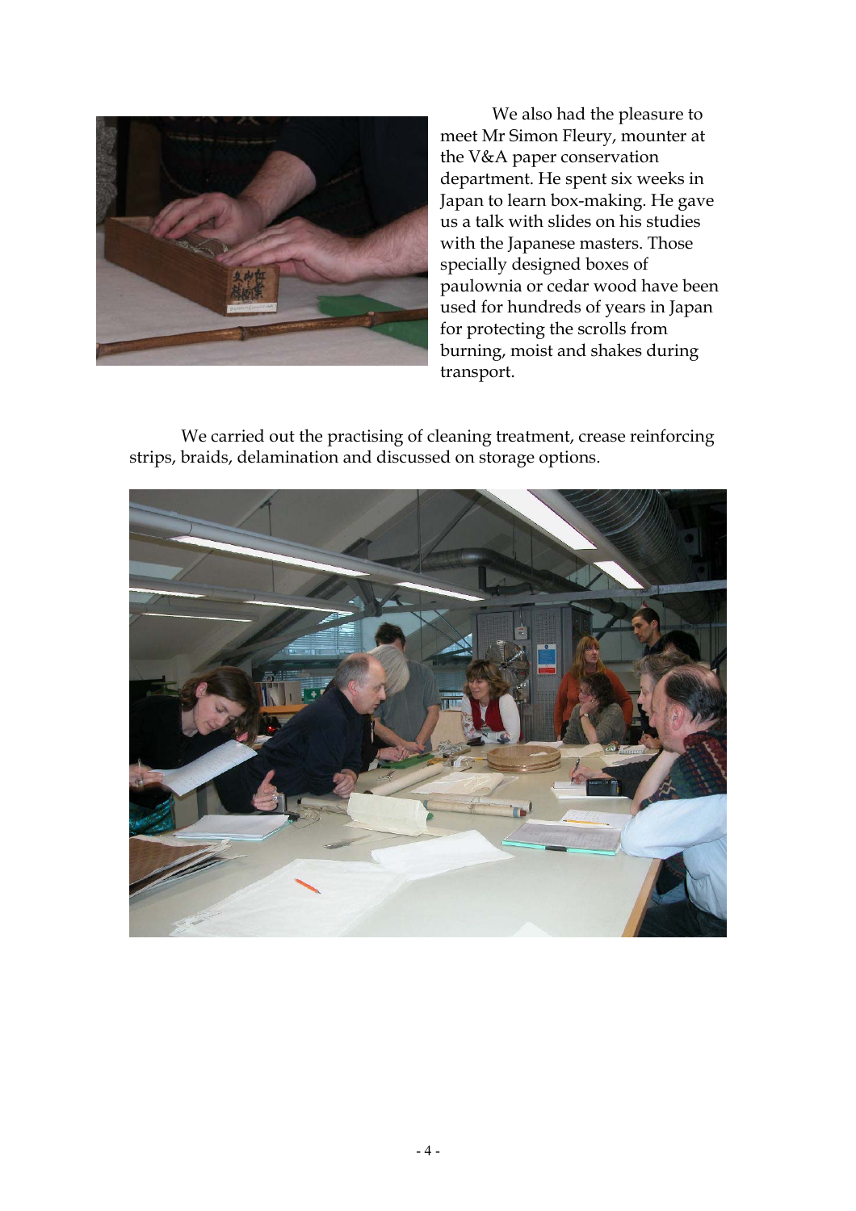We also had the pleasure to meet Mr Simon Fleury, mounter at the V&A paper conservation department. He spent six weeks in Japan to learn box-making. He gave us a talk with slides on his studies with the Japanese masters. Those specially designed boxes of paulownia or cedar wood have been used for hundreds of years in Japan for protecting the scrolls from burning, moist and shakes during transport.

We carried out the practising of cleaning treatment, crease reinforcing strips, braids, delamination and discussed on storage options.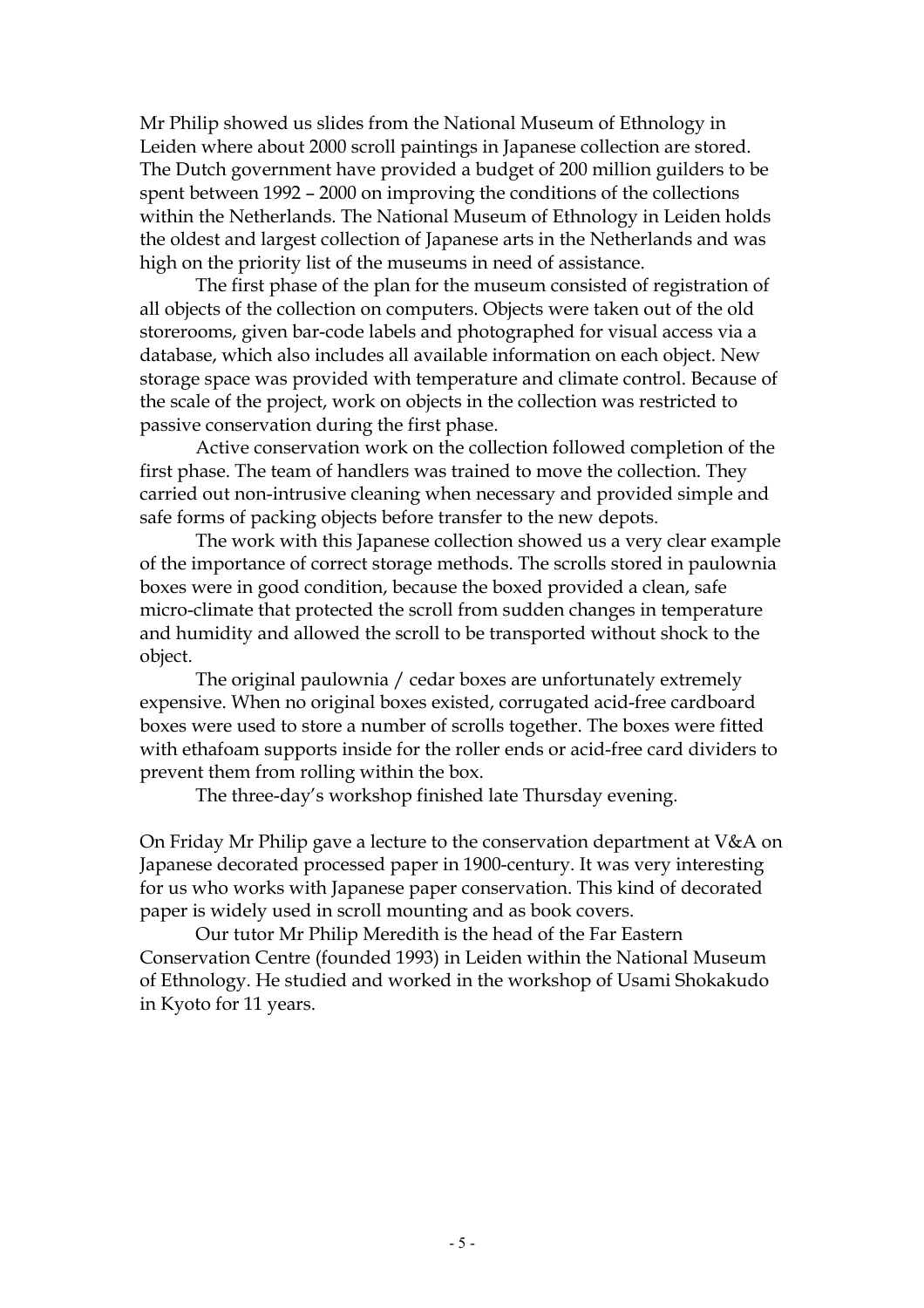Mr Philip showed us slides from the National Museum of Ethnology in Leiden where about 2000 scroll paintings in Japanese collection are stored. The Dutch government have provided a budget of 200 million guilders to be spent between 1992 – 2000 on improving the conditions of the collections within the Netherlands. The National Museum of Ethnology in Leiden holds the oldest and largest collection of Japanese arts in the Netherlands and was high on the priority list of the museums in need of assistance.

The first phase of the plan for the museum consisted of registration of all objects of the collection on computers. Objects were taken out of the old storerooms, given bar-code labels and photographed for visual access via a database, which also includes all available information on each object. New storage space was provided with temperature and climate control. Because of the scale of the project, work on objects in the collection was restricted to passive conservation during the first phase.

Active conservation work on the collection followed completion of the first phase. The team of handlers was trained to move the collection. They carried out non-intrusive cleaning when necessary and provided simple and safe forms of packing objects before transfer to the new depots.

The work with this Japanese collection showed us a very clear example of the importance of correct storage methods. The scrolls stored in paulownia boxes were in good condition, because the boxed provided a clean, safe micro-climate that protected the scroll from sudden changes in temperature and humidity and allowed the scroll to be transported without shock to the object.

The original paulownia / cedar boxes are unfortunately extremely expensive. When no original boxes existed, corrugated acid-free cardboard boxes were used to store a number of scrolls together. The boxes were fitted with ethafoam supports inside for the roller ends or acid-free card dividers to prevent them from rolling within the box.

The three-day's workshop finished late Thursday evening.

On Friday Mr Philip gave a lecture to the conservation department at V&A on Japanese decorated processed paper in 1900-century. It was very interesting for us who works with Japanese paper conservation. This kind of decorated paper is widely used in scroll mounting and as book covers.

Our tutor Mr Philip Meredith is the head of the Far Eastern Conservation Centre (founded 1993) in Leiden within the National Museum of Ethnology. He studied and worked in the workshop of Usami Shokakudo in Kyoto for 11 years.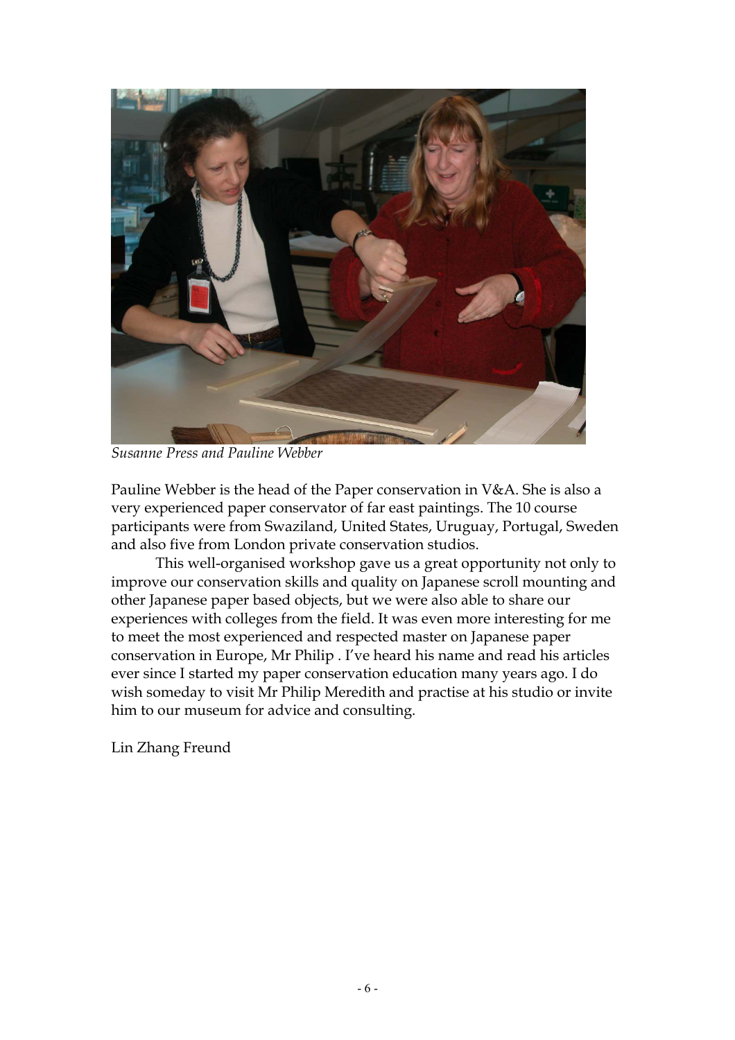*Susanne Press and Pauline Webber*

Pauline Webber is the head of the Paper conservation in V&A. She is also a very experienced paper conservator of far east paintings. The 10 course participants were from Swaziland, United States, Uruguay, Portugal, Sweden and also five from London private conservation studios.

This well-organised workshop gave us a great opportunity not only to improve our conservation skills and quality on Japanese scroll mounting and other Japanese paper based objects, but we were also able to share our experiences with colleges from the field. It was even more interesting for me to meet the most experienced and respected master on Japanese paper conservation in Europe, Mr Philip . I've heard his name and read his articles ever since I started my paper conservation education many years ago. I do wish someday to visit Mr Philip Meredith and practise at his studio or invite him to our museum for advice and consulting.

Lin Zhang Freund